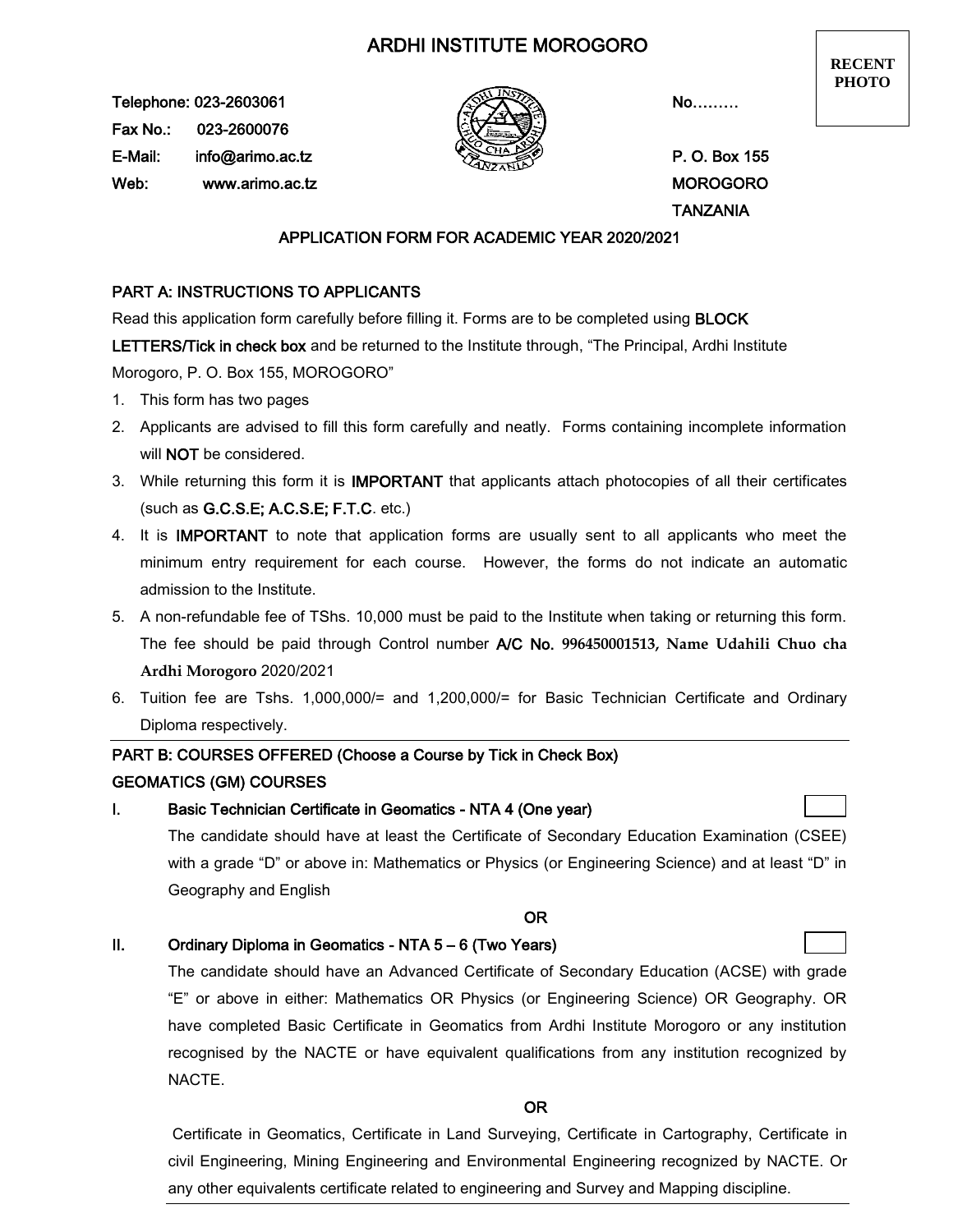# ARDHI INSTITUTE MOROGORO

**RECENT PHOTO**

Telephone: 023-2603061
Fax No.: 023-2600076
E-Mail: info@arimo.ac.tz
Web: www.arimo.ac.tz

No………

P. O. Box 155
MOROGORO
TANZANIA

## APPLICATION FORM FOR ACADEMIC YEAR 2020/2021

### PART A: INSTRUCTIONS TO APPLICANTS

Read this application form carefully before filling it. Forms are to be completed using **BLOCK LETTERS/Tick in check box** and be returned to the Institute through, "The Principal, Ardhi Institute Morogoro, P. O. Box 155, MOROGORO"

1. This form has two pages
2. Applicants are advised to fill this form carefully and neatly. Forms containing incomplete information will **NOT** be considered.
3. While returning this form it is **IMPORTANT** that applicants attach photocopies of all their certificates (such as **G.C.S.E; A.C.S.E; F.T.C**. etc.)
4. It is **IMPORTANT** to note that application forms are usually sent to all applicants who meet the minimum entry requirement for each course. However, the forms do not indicate an automatic admission to the Institute.
5. A non-refundable fee of TShs. 10,000 must be paid to the Institute when taking or returning this form. The fee should be paid through Control number **A/C No. 996450001513, Name Udahili Chuo cha Ardhi Morogoro** 2020/2021
6. Tuition fee are Tshs. 1,000,000/= and 1,200,000/= for Basic Technician Certificate and Ordinary Diploma respectively.

### PART B: COURSES OFFERED (Choose a Course by Tick in Check Box)

### GEOMATICS (GM) COURSES

**I. Basic Technician Certificate in Geomatics - NTA 4 (One year)** ☐

The candidate should have at least the Certificate of Secondary Education Examination (CSEE) with a grade "D" or above in: Mathematics or Physics (or Engineering Science) and at least "D" in Geography and English

OR

**II. Ordinary Diploma in Geomatics - NTA 5 – 6 (Two Years)** ☐

The candidate should have an Advanced Certificate of Secondary Education (ACSE) with grade "E" or above in either: Mathematics OR Physics (or Engineering Science) OR Geography. OR have completed Basic Certificate in Geomatics from Ardhi Institute Morogoro or any institution recognised by the NACTE or have equivalent qualifications from any institution recognized by NACTE.

OR

Certificate in Geomatics, Certificate in Land Surveying, Certificate in Cartography, Certificate in civil Engineering, Mining Engineering and Environmental Engineering recognized by NACTE. Or any other equivalents certificate related to engineering and Survey and Mapping discipline.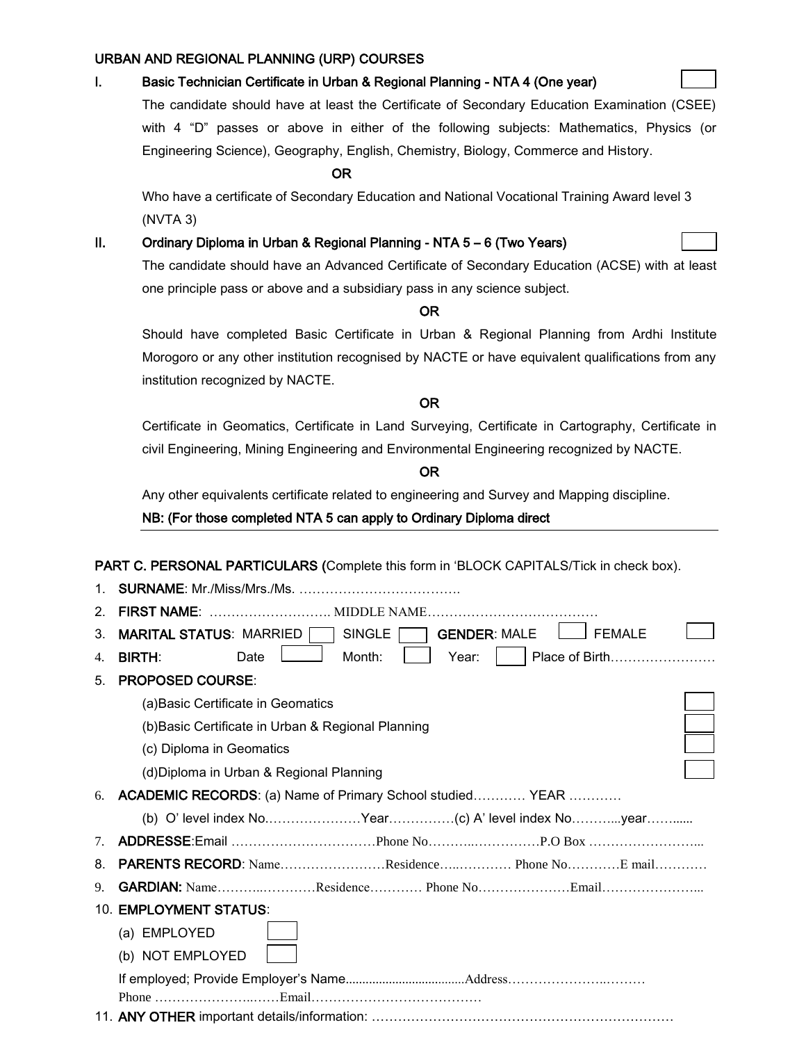**URBAN AND REGIONAL PLANNING (URP) COURSES**

**I. Basic Technician Certificate in Urban & Regional Planning - NTA 4 (One year)** ☐

The candidate should have at least the Certificate of Secondary Education Examination (CSEE) with 4 “D” passes or above in either of the following subjects: Mathematics, Physics (or Engineering Science), Geography, English, Chemistry, Biology, Commerce and History.

**OR**

Who have a certificate of Secondary Education and National Vocational Training Award level 3 (NVTA 3)

**II. Ordinary Diploma in Urban & Regional Planning - NTA 5 – 6 (Two Years)** ☐

The candidate should have an Advanced Certificate of Secondary Education (ACSE) with at least one principle pass or above and a subsidiary pass in any science subject.

**OR**

Should have completed Basic Certificate in Urban & Regional Planning from Ardhi Institute Morogoro or any other institution recognised by NACTE or have equivalent qualifications from any institution recognized by NACTE.

**OR**

Certificate in Geomatics, Certificate in Land Surveying, Certificate in Cartography, Certificate in civil Engineering, Mining Engineering and Environmental Engineering recognized by NACTE.

**OR**

Any other equivalents certificate related to engineering and Survey and Mapping discipline.

**NB: (For those completed NTA 5 can apply to Ordinary Diploma direct**

---

**PART C. PERSONAL PARTICULARS (**Complete this form in ‘BLOCK CAPITALS/Tick in check box).

1. **SURNAME**: Mr./Miss/Mrs./Ms. ……………………………….
2. **FIRST NAME**: ………………………. MIDDLE NAME…………………………………
3. **MARITAL STATUS**: MARRIED ☐ SINGLE ☐ **GENDER**: MALE ☐ FEMALE ☐
4. **BIRTH**: Date ☐ Month: ☐ Year: ☐ Place of Birth……………………
5. **PROPOSED COURSE**:
   - (a)Basic Certificate in Geomatics ☐
   - (b)Basic Certificate in Urban & Regional Planning ☐
   - (c) Diploma in Geomatics ☐
   - (d)Diploma in Urban & Regional Planning ☐
6. **ACADEMIC RECORDS**: (a) Name of Primary School studied………… YEAR …………
   (b) O’ level index No.…………………Year……………(c) A’ level index No………...year……......
7. **ADDRESSE**:Email ……………………………Phone No………..……………P.O Box ……………………...
8. **PARENTS RECORD**: Name……………………Residence…..………… Phone No…………E mail…………
9. **GARDIAN:** Name………..…………Residence………… Phone No…………………Email…………………...
10. **EMPLOYMENT STATUS**:
    - (a) EMPLOYED ☐
    - (b) NOT EMPLOYED ☐

    If employed; Provide Employer’s Name..................................Address…………………..………
    Phone …………………..……Email…………………………………
11. **ANY OTHER** important details/information: ……………………………………………………………